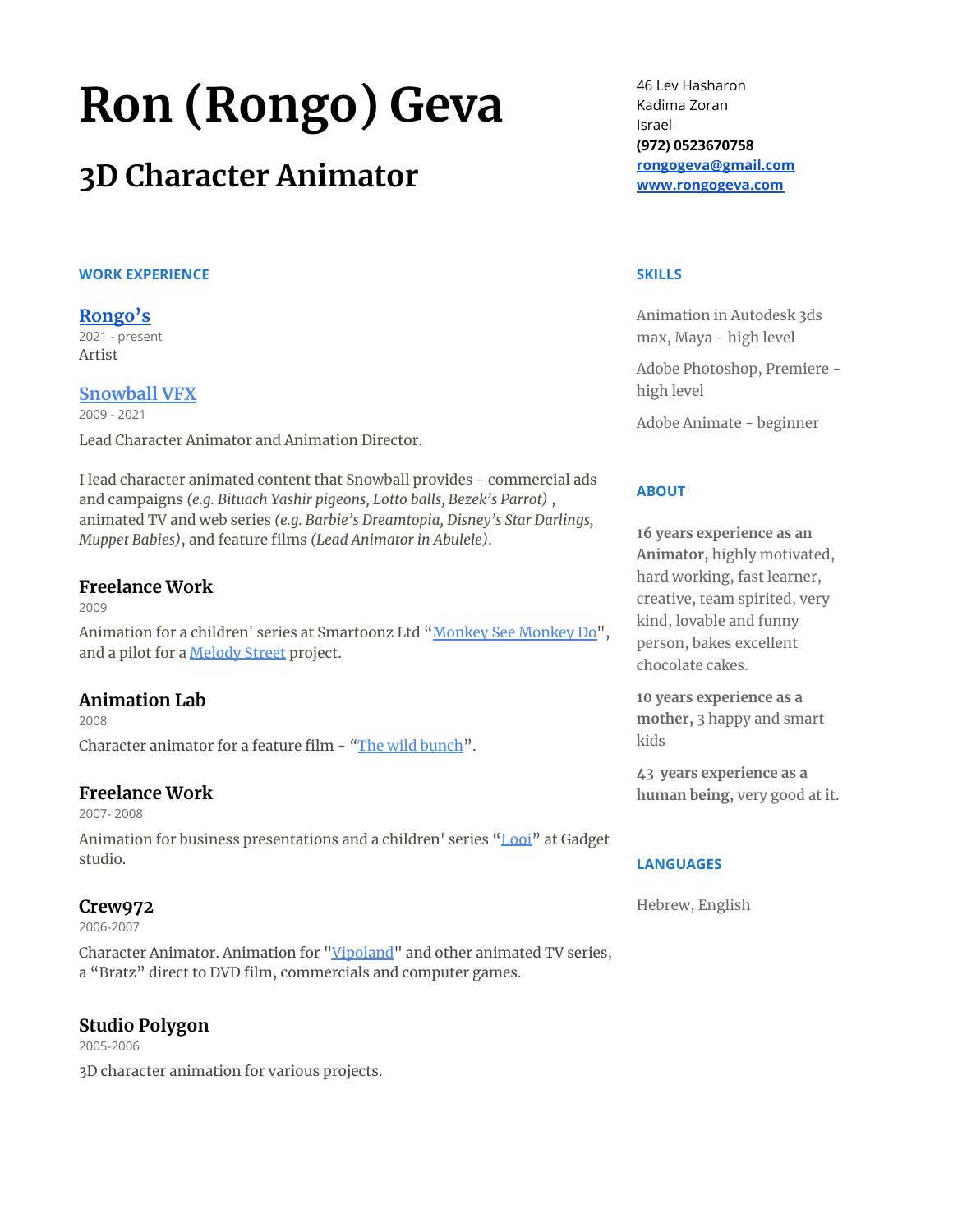# Ron (Rongo) Geva

## 3D Character Animator

46 Lev Hasharon
Kadima Zoran
Israel
**(972) 0523670758**
**[rongogeva@gmail.com](mailto:rongogeva@gmail.com)**
**[www.rongogeva.com](http://www.rongogeva.com)**

### WORK EXPERIENCE

### Rongo's

2021 - present
Artist

### Snowball VFX

2009 - 2021

Lead Character Animator and Animation Director.

I lead character animated content that Snowball provides - commercial ads and campaigns *(e.g. Bituach Yashir pigeons, Lotto balls, Bezek's Parrot)* , animated TV and web series *(e.g. Barbie's Dreamtopia, Disney's Star Darlings, Muppet Babies)*, and feature films *(Lead Animator in Abulele)*.

### Freelance Work

2009

Animation for a children' series at Smartoonz Ltd "Monkey See Monkey Do", and a pilot for a Melody Street project.

### Animation Lab

2008

Character animator for a feature film - "The wild bunch".

### Freelance Work

2007- 2008

Animation for business presentations and a children' series "Looi" at Gadget studio.

### Crew972

2006-2007

Character Animator. Animation for "Vipoland" and other animated TV series, a "Bratz" direct to DVD film, commercials and computer games.

### Studio Polygon

2005-2006

3D character animation for various projects.

### SKILLS

Animation in Autodesk 3ds max, Maya - high level

Adobe Photoshop, Premiere - high level

Adobe Animate - beginner

### ABOUT

**16 years experience as an Animator,** highly motivated, hard working, fast learner, creative, team spirited, very kind, lovable and funny person, bakes excellent chocolate cakes.

**10 years experience as a mother,** 3 happy and smart kids

**43 years experience as a human being,** very good at it.

### LANGUAGES

Hebrew, English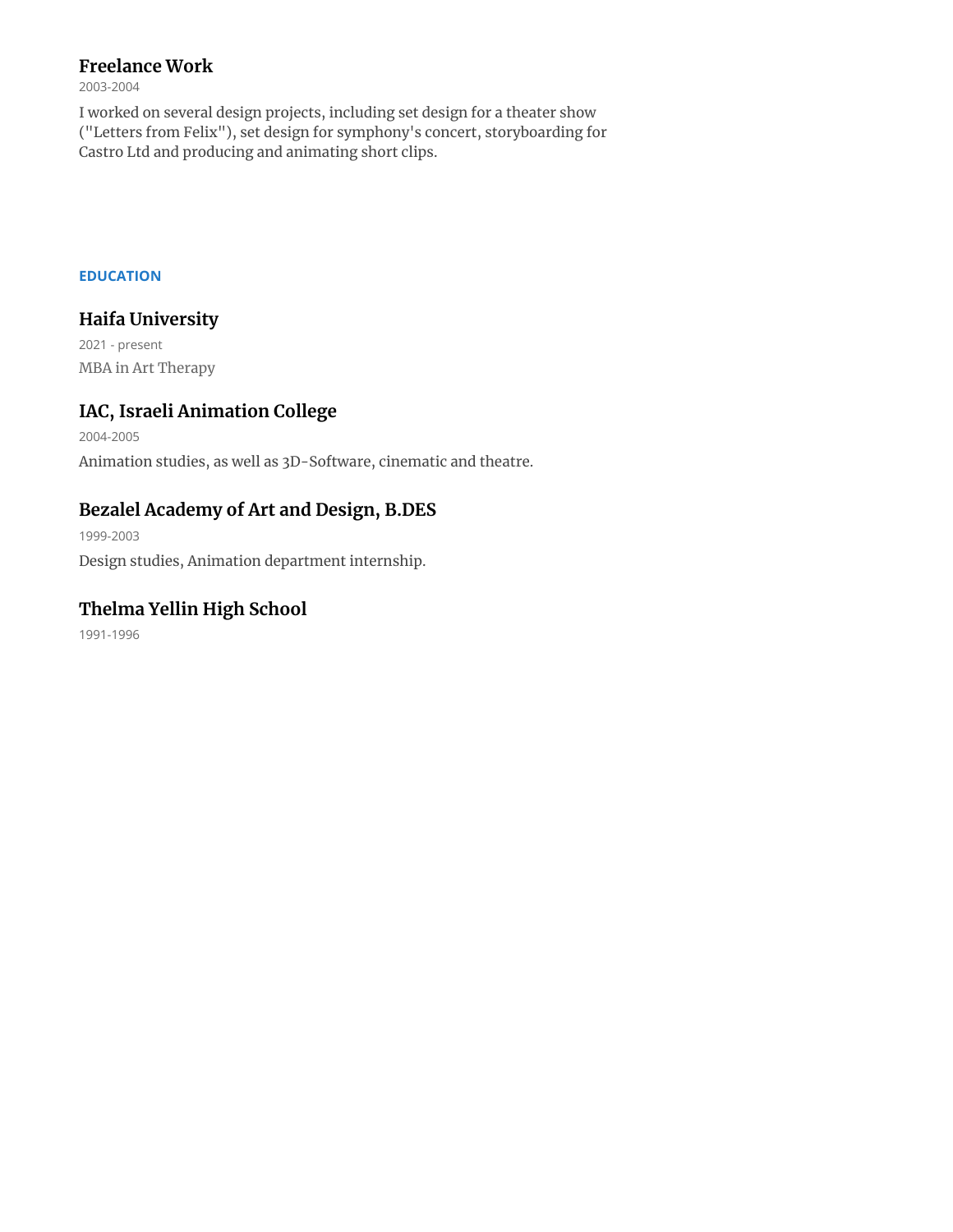### Freelance Work

2003-2004

I worked on several design projects, including set design for a theater show ("Letters from Felix"), set design for symphony's concert, storyboarding for Castro Ltd and producing and animating short clips.

## EDUCATION

### Haifa University

2021 - present

MBA in Art Therapy

### IAC, Israeli Animation College

2004-2005

Animation studies, as well as 3D-Software, cinematic and theatre.

### Bezalel Academy of Art and Design, B.DES

1999-2003

Design studies, Animation department internship.

### Thelma Yellin High School

1991-1996